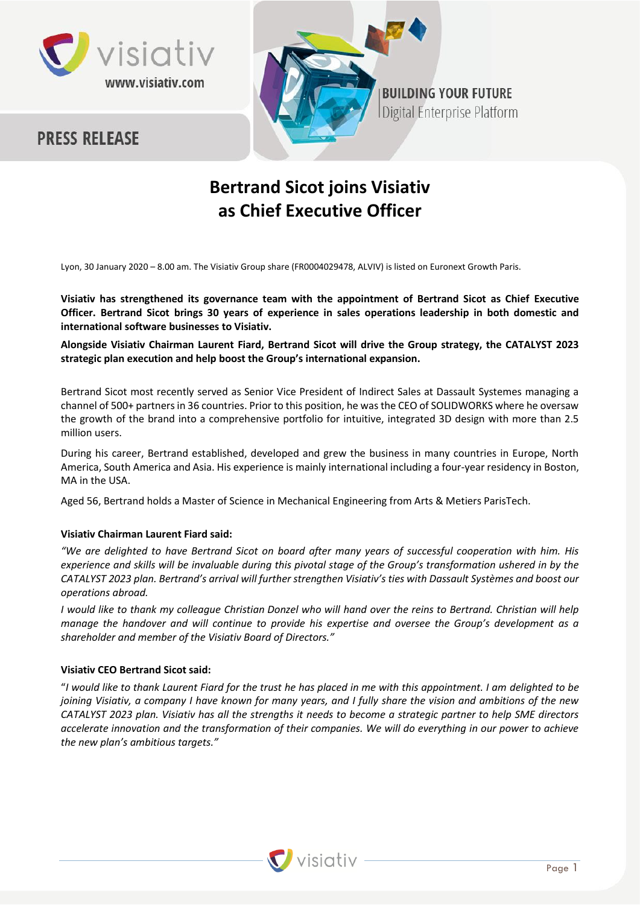PRESS RELEASE

BUILDING YOUR FUTURE
Digital Enterprise Platform

# Bertrand Sicot joins Visiativ as Chief Executive Officer

Lyon, 30 January 2020 – 8.00 am. The Visiativ Group share (FR0004029478, ALVIV) is listed on Euronext Growth Paris.

**Visiativ has strengthened its governance team with the appointment of Bertrand Sicot as Chief Executive Officer. Bertrand Sicot brings 30 years of experience in sales operations leadership in both domestic and international software businesses to Visiativ.**

**Alongside Visiativ Chairman Laurent Fiard, Bertrand Sicot will drive the Group strategy, the CATALYST 2023 strategic plan execution and help boost the Group's international expansion.**

Bertrand Sicot most recently served as Senior Vice President of Indirect Sales at Dassault Systemes managing a channel of 500+ partners in 36 countries. Prior to this position, he was the CEO of SOLIDWORKS where he oversaw the growth of the brand into a comprehensive portfolio for intuitive, integrated 3D design with more than 2.5 million users.

During his career, Bertrand established, developed and grew the business in many countries in Europe, North America, South America and Asia. His experience is mainly international including a four-year residency in Boston, MA in the USA.

Aged 56, Bertrand holds a Master of Science in Mechanical Engineering from Arts & Metiers ParisTech.

**Visiativ Chairman Laurent Fiard said:**

*"We are delighted to have Bertrand Sicot on board after many years of successful cooperation with him. His experience and skills will be invaluable during this pivotal stage of the Group's transformation ushered in by the CATALYST 2023 plan. Bertrand's arrival will further strengthen Visiativ's ties with Dassault Systèmes and boost our operations abroad.*

*I would like to thank my colleague Christian Donzel who will hand over the reins to Bertrand. Christian will help manage the handover and will continue to provide his expertise and oversee the Group's development as a shareholder and member of the Visiativ Board of Directors."*

**Visiativ CEO Bertrand Sicot said:**

"*I would like to thank Laurent Fiard for the trust he has placed in me with this appointment. I am delighted to be joining Visiativ, a company I have known for many years, and I fully share the vision and ambitions of the new CATALYST 2023 plan. Visiativ has all the strengths it needs to become a strategic partner to help SME directors accelerate innovation and the transformation of their companies. We will do everything in our power to achieve the new plan's ambitious targets."*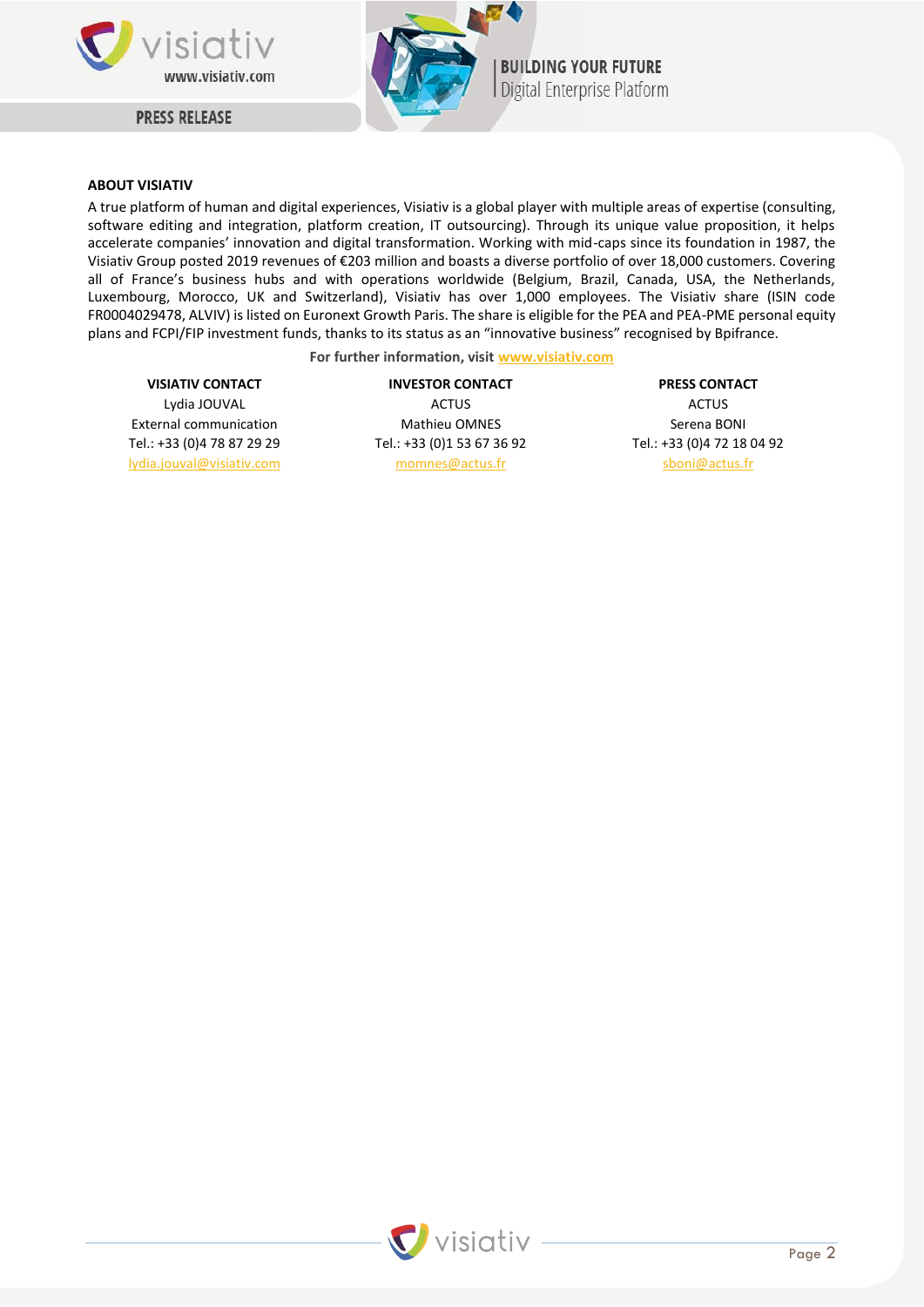## ABOUT VISIATIV

A true platform of human and digital experiences, Visiativ is a global player with multiple areas of expertise (consulting, software editing and integration, platform creation, IT outsourcing). Through its unique value proposition, it helps accelerate companies' innovation and digital transformation. Working with mid-caps since its foundation in 1987, the Visiativ Group posted 2019 revenues of €203 million and boasts a diverse portfolio of over 18,000 customers. Covering all of France's business hubs and with operations worldwide (Belgium, Brazil, Canada, USA, the Netherlands, Luxembourg, Morocco, UK and Switzerland), Visiativ has over 1,000 employees. The Visiativ share (ISIN code FR0004029478, ALVIV) is listed on Euronext Growth Paris. The share is eligible for the PEA and PEA-PME personal equity plans and FCPI/FIP investment funds, thanks to its status as an "innovative business" recognised by Bpifrance.

**For further information, visit www.visiativ.com**

| VISIATIV CONTACT | INVESTOR CONTACT | PRESS CONTACT |
|---|---|---|
| Lydia JOUVAL | ACTUS | ACTUS |
| External communication | Mathieu OMNES | Serena BONI |
| Tel.: +33 (0)4 78 87 29 29 | Tel.: +33 (0)1 53 67 36 92 | Tel.: +33 (0)4 72 18 04 92 |
| lydia.jouval@visiativ.com | momnes@actus.fr | sboni@actus.fr |